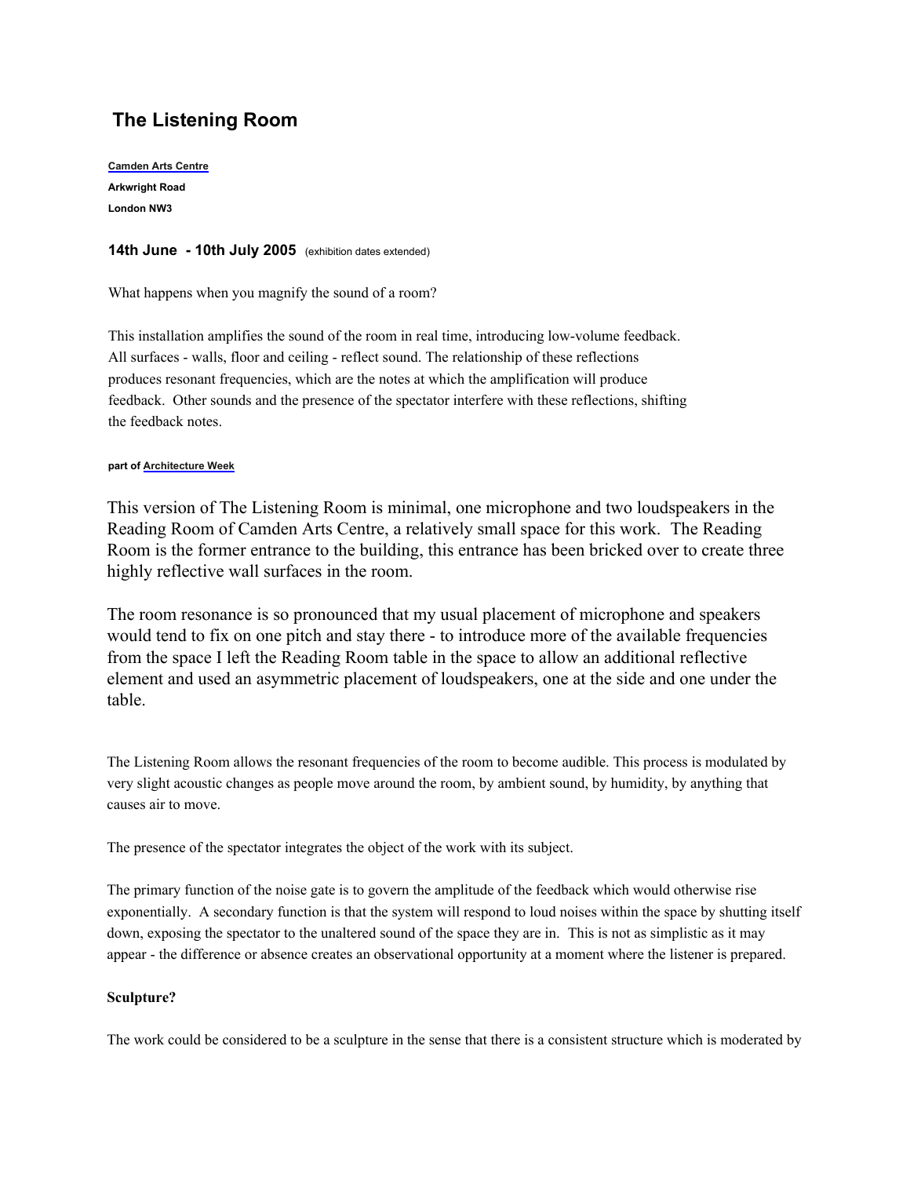# The Listening Room

**Camden Arts Centre**

**Arkwright Road**

**London NW3**

**14th June - 10th July 2005** (exhibition dates extended)

What happens when you magnify the sound of a room?

This installation amplifies the sound of the room in real time, introducing low-volume feedback. All surfaces - walls, floor and ceiling - reflect sound. The relationship of these reflections produces resonant frequencies, which are the notes at which the amplification will produce feedback. Other sounds and the presence of the spectator interfere with these reflections, shifting the feedback notes.

**part of Architecture Week**

This version of The Listening Room is minimal, one microphone and two loudspeakers in the Reading Room of Camden Arts Centre, a relatively small space for this work. The Reading Room is the former entrance to the building, this entrance has been bricked over to create three highly reflective wall surfaces in the room.

The room resonance is so pronounced that my usual placement of microphone and speakers would tend to fix on one pitch and stay there - to introduce more of the available frequencies from the space I left the Reading Room table in the space to allow an additional reflective element and used an asymmetric placement of loudspeakers, one at the side and one under the table.

The Listening Room allows the resonant frequencies of the room to become audible. This process is modulated by very slight acoustic changes as people move around the room, by ambient sound, by humidity, by anything that causes air to move.

The presence of the spectator integrates the object of the work with its subject.

The primary function of the noise gate is to govern the amplitude of the feedback which would otherwise rise exponentially. A secondary function is that the system will respond to loud noises within the space by shutting itself down, exposing the spectator to the unaltered sound of the space they are in. This is not as simplistic as it may appear - the difference or absence creates an observational opportunity at a moment where the listener is prepared.

**Sculpture?**

The work could be considered to be a sculpture in the sense that there is a consistent structure which is moderated by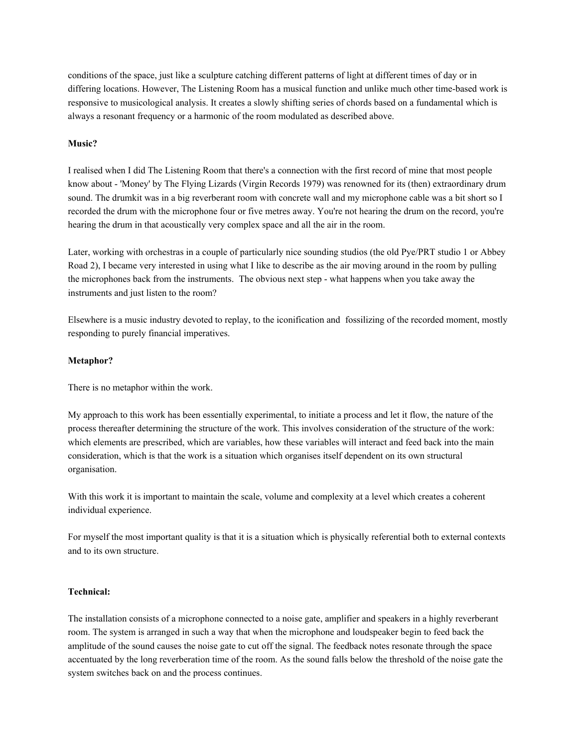conditions of the space, just like a sculpture catching different patterns of light at different times of day or in differing locations. However, The Listening Room has a musical function and unlike much other time-based work is responsive to musicological analysis. It creates a slowly shifting series of chords based on a fundamental which is always a resonant frequency or a harmonic of the room modulated as described above.

**Music?**

I realised when I did The Listening Room that there's a connection with the first record of mine that most people know about - 'Money' by The Flying Lizards (Virgin Records 1979) was renowned for its (then) extraordinary drum sound. The drumkit was in a big reverberant room with concrete wall and my microphone cable was a bit short so I recorded the drum with the microphone four or five metres away. You're not hearing the drum on the record, you're hearing the drum in that acoustically very complex space and all the air in the room.

Later, working with orchestras in a couple of particularly nice sounding studios (the old Pye/PRT studio 1 or Abbey Road 2), I became very interested in using what I like to describe as the air moving around in the room by pulling the microphones back from the instruments. The obvious next step - what happens when you take away the instruments and just listen to the room?

Elsewhere is a music industry devoted to replay, to the iconification and fossilizing of the recorded moment, mostly responding to purely financial imperatives.

**Metaphor?**

There is no metaphor within the work.

My approach to this work has been essentially experimental, to initiate a process and let it flow, the nature of the process thereafter determining the structure of the work. This involves consideration of the structure of the work: which elements are prescribed, which are variables, how these variables will interact and feed back into the main consideration, which is that the work is a situation which organises itself dependent on its own structural organisation.

With this work it is important to maintain the scale, volume and complexity at a level which creates a coherent individual experience.

For myself the most important quality is that it is a situation which is physically referential both to external contexts and to its own structure.

**Technical:**

The installation consists of a microphone connected to a noise gate, amplifier and speakers in a highly reverberant room. The system is arranged in such a way that when the microphone and loudspeaker begin to feed back the amplitude of the sound causes the noise gate to cut off the signal. The feedback notes resonate through the space accentuated by the long reverberation time of the room. As the sound falls below the threshold of the noise gate the system switches back on and the process continues.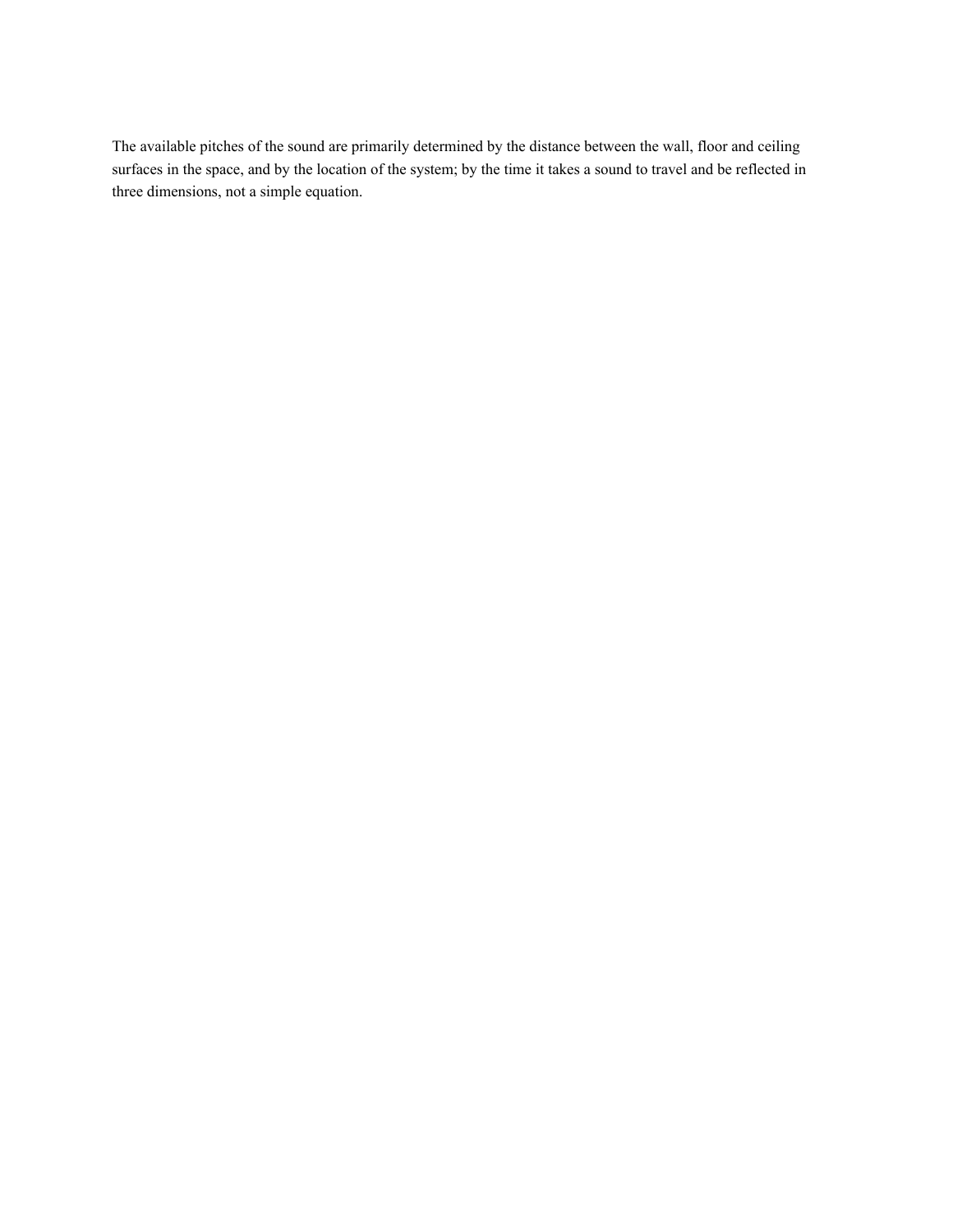The available pitches of the sound are primarily determined by the distance between the wall, floor and ceiling surfaces in the space, and by the location of the system; by the time it takes a sound to travel and be reflected in three dimensions, not a simple equation.